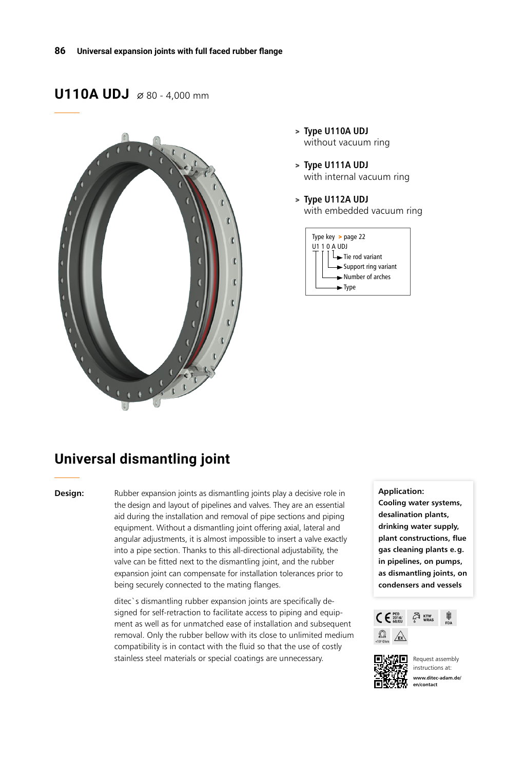# U110A UDJ ⌀ 80 - 4,000 mm

- > **Type U110A UDJ**
  without vacuum ring
- > **Type U111A UDJ**
  with internal vacuum ring
- > **Type U112A UDJ**
  with embedded vacuum ring

Type key > page 22
U1 1 0 A UDJ
- Tie rod variant
- Support ring variant
- Number of arches
- Type

## Universal dismantling joint

**Design:**

Rubber expansion joints as dismantling joints play a decisive role in the design and layout of pipelines and valves. They are an essential aid during the installation and removal of pipe sections and piping equipment. Without a dismantling joint offering axial, lateral and angular adjustments, it is almost impossible to insert a valve exactly into a pipe section. Thanks to this all-directional adjustability, the valve can be fitted next to the dismantling joint, and the rubber expansion joint can compensate for installation tolerances prior to being securely connected to the mating flanges.

ditec`s dismantling rubber expansion joints are specifically designed for self-retraction to facilitate access to piping and equipment as well as for unmatched ease of installation and subsequent removal. Only the rubber bellow with its close to unlimited medium compatibility is in contact with the fluid so that the use of costly stainless steel materials or special coatings are unnecessary.

**Application:**
**Cooling water systems, desalination plants, drinking water supply, plant constructions, flue gas cleaning plants e.g. in pipelines, on pumps, as dismantling joints, on condensers and vessels**

CE PED 2014/68/EU KTW WRAS FDA
$<10^6$ Ohm EX

Request assembly instructions at:
**www.ditec-adam.de/en/contact**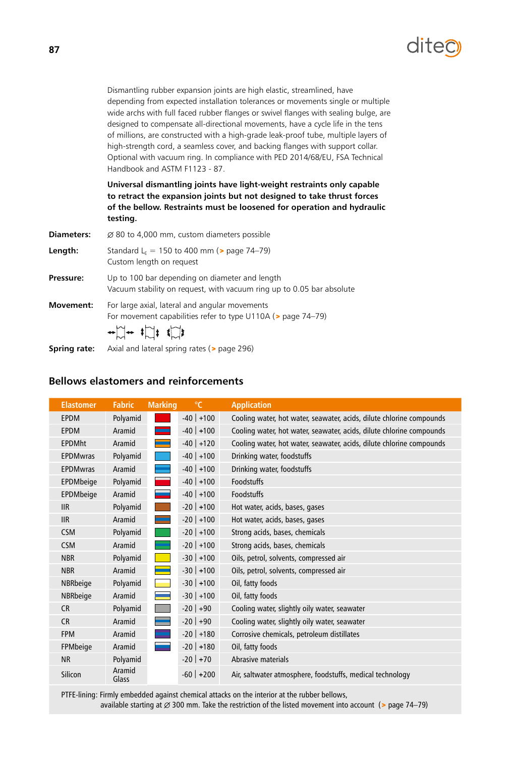Dismantling rubber expansion joints are high elastic, streamlined, have depending from expected installation tolerances or movements single or multiple wide archs with full faced rubber flanges or swivel flanges with sealing bulge, are designed to compensate all-directional movements, have a cycle life in the tens of millions, are constructed with a high-grade leak-proof tube, multiple layers of high-strength cord, a seamless cover, and backing flanges with support collar. Optional with vacuum ring. In compliance with PED 2014/68/EU, FSA Technical Handbook and ASTM F1123 - 87.

**Universal dismantling joints have light-weight restraints only capable to retract the expansion joints but not designed to take thrust forces of the bellow. Restraints must be loosened for operation and hydraulic testing.**

**Diameters:** Ø 80 to 4,000 mm, custom diameters possible

**Length:** Standard $L_E$ = 150 to 400 mm (> page 74–79)
Custom length on request

**Pressure:** Up to 100 bar depending on diameter and length
Vacuum stability on request, with vacuum ring up to 0.05 bar absolute

**Movement:** For large axial, lateral and angular movements
For movement capabilities refer to type U110A (> page 74–79)

**Spring rate:** Axial and lateral spring rates (> page 296)

## Bellows elastomers and reinforcements

| Elastomer | Fabric | Marking | °C | Application |
|---|---|---|---|---|
| EPDM | Polyamid | | -40 \| +100 | Cooling water, hot water, seawater, acids, dilute chlorine compounds |
| EPDM | Aramid | | -40 \| +100 | Cooling water, hot water, seawater, acids, dilute chlorine compounds |
| EPDMht | Aramid | | -40 \| +120 | Cooling water, hot water, seawater, acids, dilute chlorine compounds |
| EPDMwras | Polyamid | | -40 \| +100 | Drinking water, foodstuffs |
| EPDMwras | Aramid | | -40 \| +100 | Drinking water, foodstuffs |
| EPDMbeige | Polyamid | | -40 \| +100 | Foodstuffs |
| EPDMbeige | Aramid | | -40 \| +100 | Foodstuffs |
| IIR | Polyamid | | -20 \| +100 | Hot water, acids, bases, gases |
| IIR | Aramid | | -20 \| +100 | Hot water, acids, bases, gases |
| CSM | Polyamid | | -20 \| +100 | Strong acids, bases, chemicals |
| CSM | Aramid | | -20 \| +100 | Strong acids, bases, chemicals |
| NBR | Polyamid | | -30 \| +100 | Oils, petrol, solvents, compressed air |
| NBR | Aramid | | -30 \| +100 | Oils, petrol, solvents, compressed air |
| NBRbeige | Polyamid | | -30 \| +100 | Oil, fatty foods |
| NBRbeige | Aramid | | -30 \| +100 | Oil, fatty foods |
| CR | Polyamid | | -20 \| +90 | Cooling water, slightly oily water, seawater |
| CR | Aramid | | -20 \| +90 | Cooling water, slightly oily water, seawater |
| FPM | Aramid | | -20 \| +180 | Corrosive chemicals, petroleum distillates |
| FPMbeige | Aramid | | -20 \| +180 | Oil, fatty foods |
| NR | Polyamid | | -20 \| +70 | Abrasive materials |
| Silicon | Aramid Glass | | -60 \| +200 | Air, saltwater atmosphere, foodstuffs, medical technology |

PTFE-lining: Firmly embedded against chemical attacks on the interior at the rubber bellows, available starting at Ø 300 mm. Take the restriction of the listed movement into account (> page 74–79)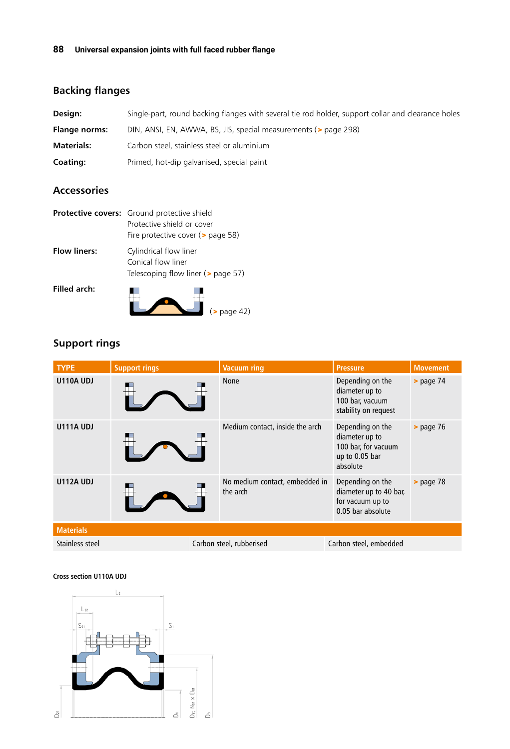## Backing flanges

**Design:** Single-part, round backing flanges with several tie rod holder, support collar and clearance holes

**Flange norms:** DIN, ANSI, EN, AWWA, BS, JIS, special measurements (> page 298)

**Materials:** Carbon steel, stainless steel or aluminium

**Coating:** Primed, hot-dip galvanised, special paint

## Accessories

**Protective covers:** Ground protective shield
Protective shield or cover
Fire protective cover (> page 58)

**Flow liners:** Cylindrical flow liner
Conical flow liner
Telescoping flow liner (> page 57)

**Filled arch:** (> page 42)

## Support rings

| TYPE | Support rings | Vacuum ring | Pressure | Movement |
|---|---|---|---|---|
| U110A UDJ | | None | Depending on the diameter up to 100 bar, vacuum stability on request | > page 74 |
| U111A UDJ | | Medium contact, inside the arch | Depending on the diameter up to 100 bar, for vacuum up to 0.05 bar absolute | > page 76 |
| U112A UDJ | | No medium contact, embedded in the arch | Depending on the diameter up to 40 bar, for vacuum up to 0.05 bar absolute | > page 78 |

| Materials | | |
|---|---|---|
| Stainless steel | Carbon steel, rubberised | Carbon steel, embedded |

Cross section U110A UDJ

$L_E$, $L_{22}$, $S_{21}$, $S_1$, $D_{21}$, $D_1$, $D_2$; $N_{01} \times D_{01}$, $D_3$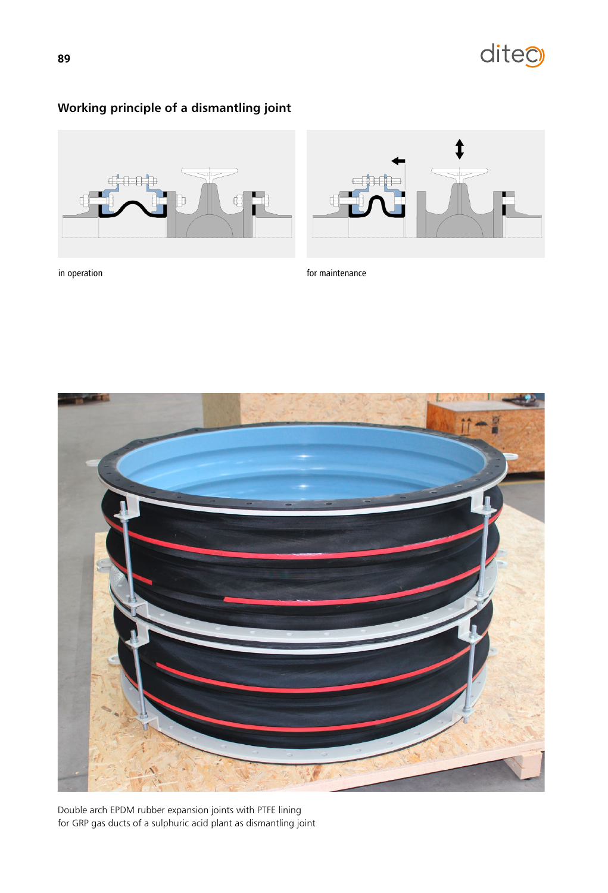## Working principle of a dismantling joint

in operation

for maintenance

Double arch EPDM rubber expansion joints with PTFE lining
for GRP gas ducts of a sulphuric acid plant as dismantling joint